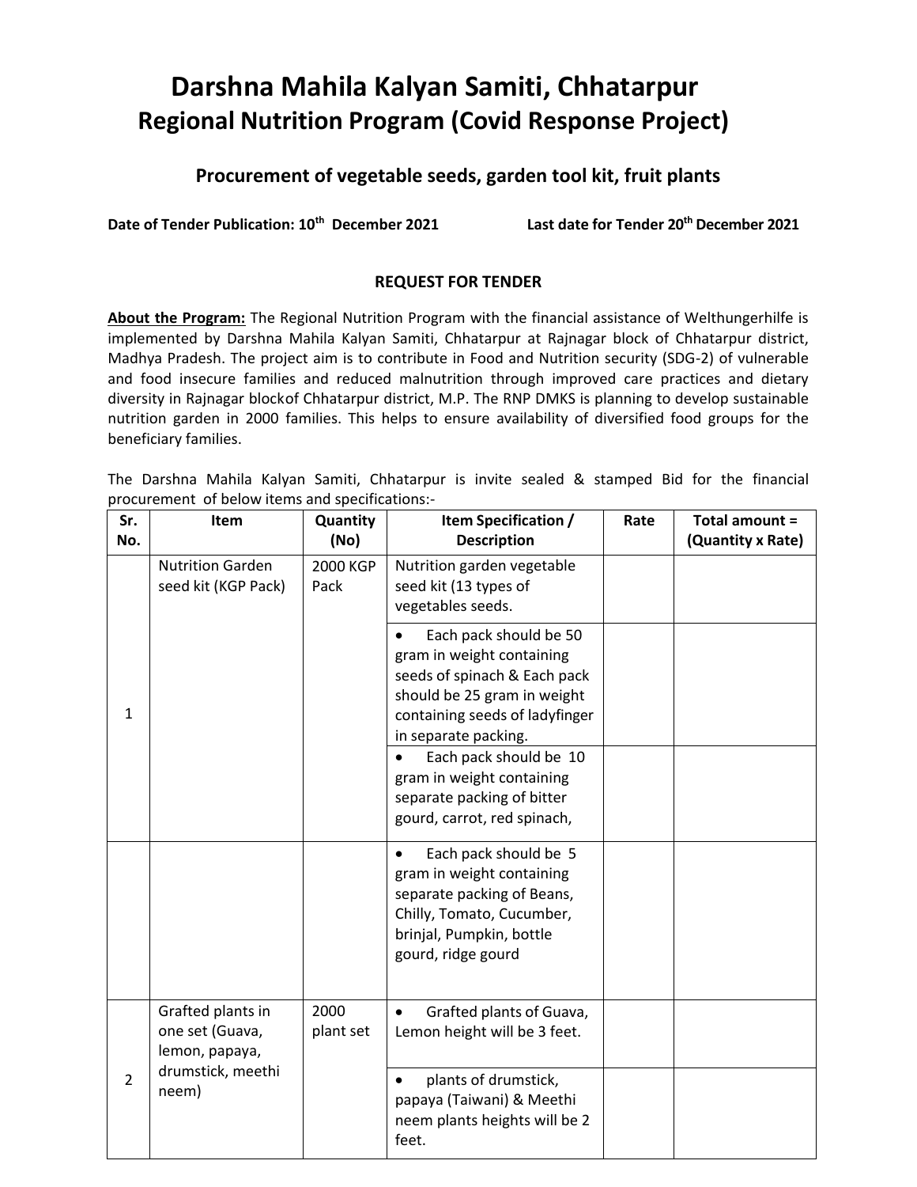# Darshna Mahila Kalyan Samiti, Chhatarpur

## Regional Nutrition Program (Covid Response Project)

### Procurement of vegetable seeds, garden tool kit, fruit plants

**Date of Tender Publication: 10th December 2021** **Last date for Tender 20th December 2021**

**REQUEST FOR TENDER**

**About the Program:** The Regional Nutrition Program with the financial assistance of Welthungerhilfe is implemented by Darshna Mahila Kalyan Samiti, Chhatarpur at Rajnagar block of Chhatarpur district, Madhya Pradesh. The project aim is to contribute in Food and Nutrition security (SDG-2) of vulnerable and food insecure families and reduced malnutrition through improved care practices and dietary diversity in Rajnagar blockof Chhatarpur district, M.P. The RNP DMKS is planning to develop sustainable nutrition garden in 2000 families. This helps to ensure availability of diversified food groups for the beneficiary families.

The Darshna Mahila Kalyan Samiti, Chhatarpur is invite sealed & stamped Bid for the financial procurement of below items and specifications:-

| Sr. No. | Item | Quantity (No) | Item Specification / Description | Rate | Total amount = (Quantity x Rate) |
|---|---|---|---|---|---|
| 1 | Nutrition Garden seed kit (KGP Pack) | 2000 KGP Pack | Nutrition garden vegetable seed kit (13 types of vegetables seeds. | | |
| | | | • Each pack should be 50 gram in weight containing seeds of spinach & Each pack should be 25 gram in weight containing seeds of ladyfinger in separate packing. | | |
| | | | • Each pack should be 10 gram in weight containing separate packing of bitter gourd, carrot, red spinach, | | |
| | | | • Each pack should be 5 gram in weight containing separate packing of Beans, Chilly, Tomato, Cucumber, brinjal, Pumpkin, bottle gourd, ridge gourd | | |
| 2 | Grafted plants in one set (Guava, lemon, papaya, drumstick, meethi neem) | 2000 plant set | • Grafted plants of Guava, Lemon height will be 3 feet. | | |
| | | | • plants of drumstick, papaya (Taiwani) & Meethi neem plants heights will be 2 feet. | | |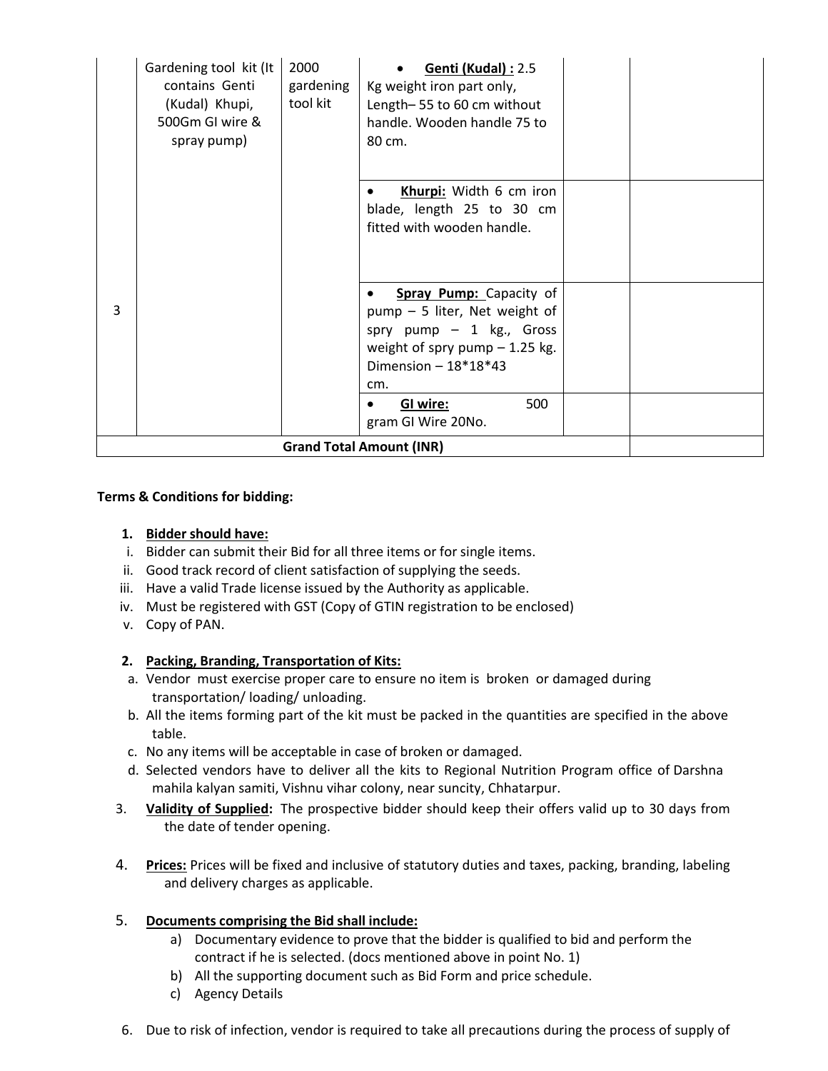| 3 | Gardening tool kit (It contains Genti (Kudal) Khupi, 500Gm GI wire & spray pump) | 2000 gardening tool kit | • **Genti (Kudal) :** 2.5 Kg weight iron part only, Length– 55 to 60 cm without handle. Wooden handle 75 to 80 cm. | | |
|---|---|---|---|---|---|
| | | | • **Khurpi:** Width 6 cm iron blade, length 25 to 30 cm fitted with wooden handle. | | |
| | | | • **Spray Pump:** Capacity of pump – 5 liter, Net weight of spry pump – 1 kg., Gross weight of spry pump – 1.25 kg. Dimension – 18*18*43 cm. | | |
| | | | • **GI wire:** 500 gram GI Wire 20No. | | |
| **Grand Total Amount (INR)** | | | | | |

**Terms & Conditions for bidding:**

1. **Bidder should have:**
   i. Bidder can submit their Bid for all three items or for single items.
   ii. Good track record of client satisfaction of supplying the seeds.
   iii. Have a valid Trade license issued by the Authority as applicable.
   iv. Must be registered with GST (Copy of GTIN registration to be enclosed)
   v. Copy of PAN.

2. **Packing, Branding, Transportation of Kits:**
   a. Vendor must exercise proper care to ensure no item is broken or damaged during transportation/ loading/ unloading.
   b. All the items forming part of the kit must be packed in the quantities are specified in the above table.
   c. No any items will be acceptable in case of broken or damaged.
   d. Selected vendors have to deliver all the kits to Regional Nutrition Program office of Darshna mahila kalyan samiti, Vishnu vihar colony, near suncity, Chhatarpur.

3. **Validity of Supplied:** The prospective bidder should keep their offers valid up to 30 days from the date of tender opening.

4. **Prices:** Prices will be fixed and inclusive of statutory duties and taxes, packing, branding, labeling and delivery charges as applicable.

5. **Documents comprising the Bid shall include:**
   a) Documentary evidence to prove that the bidder is qualified to bid and perform the contract if he is selected. (docs mentioned above in point No. 1)
   b) All the supporting document such as Bid Form and price schedule.
   c) Agency Details

6. Due to risk of infection, vendor is required to take all precautions during the process of supply of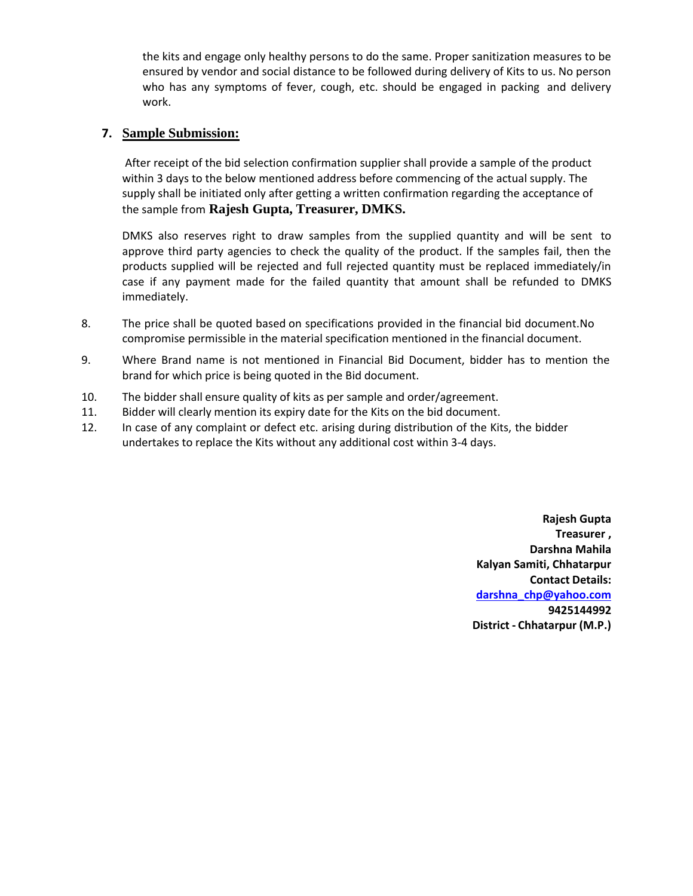the kits and engage only healthy persons to do the same. Proper sanitization measures to be ensured by vendor and social distance to be followed during delivery of Kits to us. No person who has any symptoms of fever, cough, etc. should be engaged in packing and delivery work.

7. **Sample Submission:**

After receipt of the bid selection confirmation supplier shall provide a sample of the product within 3 days to the below mentioned address before commencing of the actual supply. The supply shall be initiated only after getting a written confirmation regarding the acceptance of the sample from **Rajesh Gupta, Treasurer, DMKS.**

DMKS also reserves right to draw samples from the supplied quantity and will be sent to approve third party agencies to check the quality of the product. If the samples fail, then the products supplied will be rejected and full rejected quantity must be replaced immediately/in case if any payment made for the failed quantity that amount shall be refunded to DMKS immediately.

8. The price shall be quoted based on specifications provided in the financial bid document.No compromise permissible in the material specification mentioned in the financial document.
9. Where Brand name is not mentioned in Financial Bid Document, bidder has to mention the brand for which price is being quoted in the Bid document.
10. The bidder shall ensure quality of kits as per sample and order/agreement.
11. Bidder will clearly mention its expiry date for the Kits on the bid document.
12. In case of any complaint or defect etc. arising during distribution of the Kits, the bidder undertakes to replace the Kits without any additional cost within 3-4 days.

**Rajesh Gupta**
**Treasurer ,**
**Darshna Mahila**
**Kalyan Samiti, Chhatarpur**
**Contact Details:**
**darshna_chp@yahoo.com**
**9425144992**
**District - Chhatarpur (M.P.)**